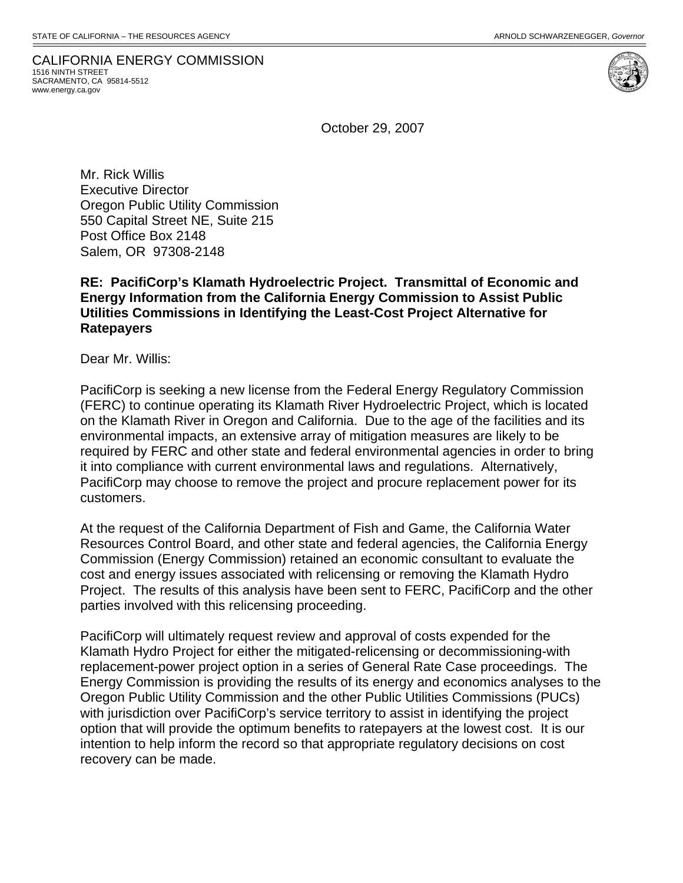STATE OF CALIFORNIA – THE RESOURCES AGENCY ARNOLD SCHWARZENEGGER, *Governor*

CALIFORNIA ENERGY COMMISSION
1516 NINTH STREET
SACRAMENTO, CA 95814-5512
www.energy.ca.gov

October 29, 2007

Mr. Rick Willis
Executive Director
Oregon Public Utility Commission
550 Capital Street NE, Suite 215
Post Office Box 2148
Salem, OR 97308-2148

**RE: PacifiCorp's Klamath Hydroelectric Project. Transmittal of Economic and Energy Information from the California Energy Commission to Assist Public Utilities Commissions in Identifying the Least-Cost Project Alternative for Ratepayers**

Dear Mr. Willis:

PacifiCorp is seeking a new license from the Federal Energy Regulatory Commission (FERC) to continue operating its Klamath River Hydroelectric Project, which is located on the Klamath River in Oregon and California. Due to the age of the facilities and its environmental impacts, an extensive array of mitigation measures are likely to be required by FERC and other state and federal environmental agencies in order to bring it into compliance with current environmental laws and regulations. Alternatively, PacifiCorp may choose to remove the project and procure replacement power for its customers.

At the request of the California Department of Fish and Game, the California Water Resources Control Board, and other state and federal agencies, the California Energy Commission (Energy Commission) retained an economic consultant to evaluate the cost and energy issues associated with relicensing or removing the Klamath Hydro Project. The results of this analysis have been sent to FERC, PacifiCorp and the other parties involved with this relicensing proceeding.

PacifiCorp will ultimately request review and approval of costs expended for the Klamath Hydro Project for either the mitigated-relicensing or decommissioning-with replacement-power project option in a series of General Rate Case proceedings. The Energy Commission is providing the results of its energy and economics analyses to the Oregon Public Utility Commission and the other Public Utilities Commissions (PUCs) with jurisdiction over PacifiCorp's service territory to assist in identifying the project option that will provide the optimum benefits to ratepayers at the lowest cost. It is our intention to help inform the record so that appropriate regulatory decisions on cost recovery can be made.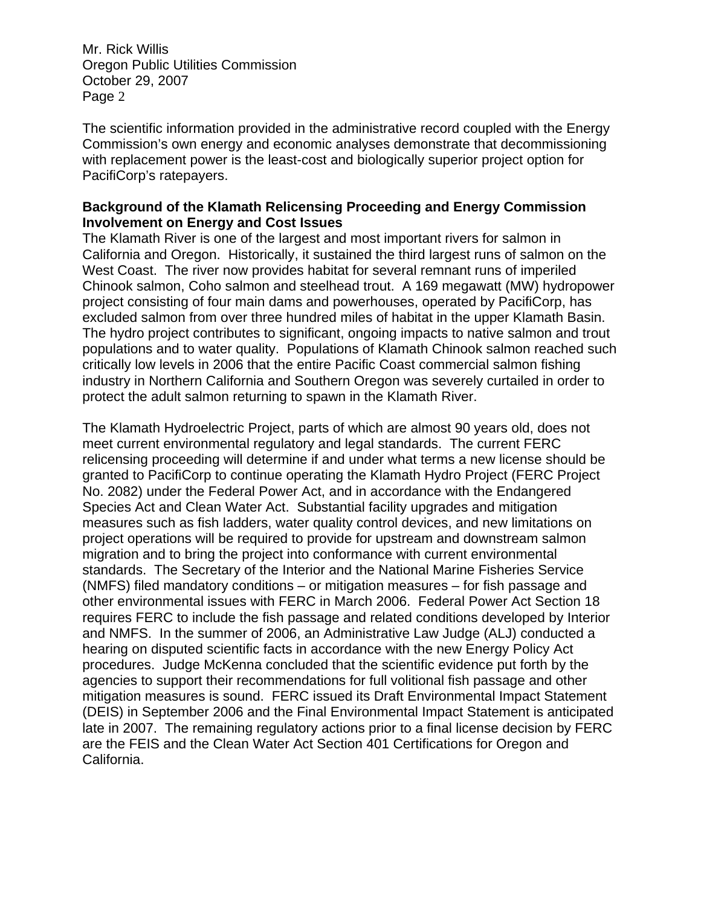The scientific information provided in the administrative record coupled with the Energy Commission's own energy and economic analyses demonstrate that decommissioning with replacement power is the least-cost and biologically superior project option for PacifiCorp's ratepayers.

**Background of the Klamath Relicensing Proceeding and Energy Commission Involvement on Energy and Cost Issues**

The Klamath River is one of the largest and most important rivers for salmon in California and Oregon. Historically, it sustained the third largest runs of salmon on the West Coast. The river now provides habitat for several remnant runs of imperiled Chinook salmon, Coho salmon and steelhead trout. A 169 megawatt (MW) hydropower project consisting of four main dams and powerhouses, operated by PacifiCorp, has excluded salmon from over three hundred miles of habitat in the upper Klamath Basin. The hydro project contributes to significant, ongoing impacts to native salmon and trout populations and to water quality. Populations of Klamath Chinook salmon reached such critically low levels in 2006 that the entire Pacific Coast commercial salmon fishing industry in Northern California and Southern Oregon was severely curtailed in order to protect the adult salmon returning to spawn in the Klamath River.

The Klamath Hydroelectric Project, parts of which are almost 90 years old, does not meet current environmental regulatory and legal standards. The current FERC relicensing proceeding will determine if and under what terms a new license should be granted to PacifiCorp to continue operating the Klamath Hydro Project (FERC Project No. 2082) under the Federal Power Act, and in accordance with the Endangered Species Act and Clean Water Act. Substantial facility upgrades and mitigation measures such as fish ladders, water quality control devices, and new limitations on project operations will be required to provide for upstream and downstream salmon migration and to bring the project into conformance with current environmental standards. The Secretary of the Interior and the National Marine Fisheries Service (NMFS) filed mandatory conditions – or mitigation measures – for fish passage and other environmental issues with FERC in March 2006. Federal Power Act Section 18 requires FERC to include the fish passage and related conditions developed by Interior and NMFS. In the summer of 2006, an Administrative Law Judge (ALJ) conducted a hearing on disputed scientific facts in accordance with the new Energy Policy Act procedures. Judge McKenna concluded that the scientific evidence put forth by the agencies to support their recommendations for full volitional fish passage and other mitigation measures is sound. FERC issued its Draft Environmental Impact Statement (DEIS) in September 2006 and the Final Environmental Impact Statement is anticipated late in 2007. The remaining regulatory actions prior to a final license decision by FERC are the FEIS and the Clean Water Act Section 401 Certifications for Oregon and California.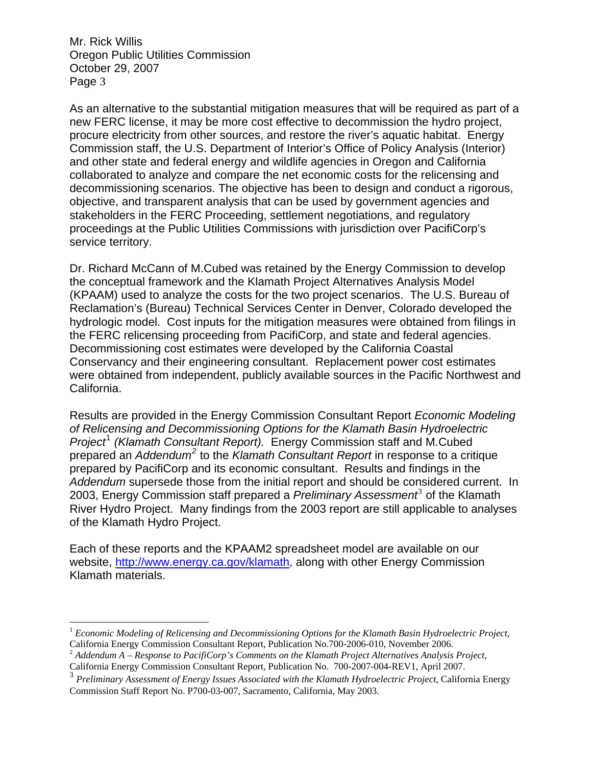As an alternative to the substantial mitigation measures that will be required as part of a new FERC license, it may be more cost effective to decommission the hydro project, procure electricity from other sources, and restore the river's aquatic habitat. Energy Commission staff, the U.S. Department of Interior's Office of Policy Analysis (Interior) and other state and federal energy and wildlife agencies in Oregon and California collaborated to analyze and compare the net economic costs for the relicensing and decommissioning scenarios. The objective has been to design and conduct a rigorous, objective, and transparent analysis that can be used by government agencies and stakeholders in the FERC Proceeding, settlement negotiations, and regulatory proceedings at the Public Utilities Commissions with jurisdiction over PacifiCorp's service territory.

Dr. Richard McCann of M.Cubed was retained by the Energy Commission to develop the conceptual framework and the Klamath Project Alternatives Analysis Model (KPAAM) used to analyze the costs for the two project scenarios. The U.S. Bureau of Reclamation's (Bureau) Technical Services Center in Denver, Colorado developed the hydrologic model. Cost inputs for the mitigation measures were obtained from filings in the FERC relicensing proceeding from PacifiCorp, and state and federal agencies. Decommissioning cost estimates were developed by the California Coastal Conservancy and their engineering consultant. Replacement power cost estimates were obtained from independent, publicly available sources in the Pacific Northwest and California.

Results are provided in the Energy Commission Consultant Report *Economic Modeling of Relicensing and Decommissioning Options for the Klamath Basin Hydroelectric Project*[1] *(Klamath Consultant Report).* Energy Commission staff and M.Cubed prepared an *Addendum*[2] to the *Klamath Consultant Report* in response to a critique prepared by PacifiCorp and its economic consultant. Results and findings in the *Addendum* supersede those from the initial report and should be considered current. In 2003, Energy Commission staff prepared a *Preliminary Assessment*[3] of the Klamath River Hydro Project. Many findings from the 2003 report are still applicable to analyses of the Klamath Hydro Project.

Each of these reports and the KPAAM2 spreadsheet model are available on our website, http://www.energy.ca.gov/klamath, along with other Energy Commission Klamath materials.

---

[1] *Economic Modeling of Relicensing and Decommissioning Options for the Klamath Basin Hydroelectric Project*, California Energy Commission Consultant Report, Publication No.700-2006-010, November 2006.

[2] *Addendum A – Response to PacifiCorp's Comments on the Klamath Project Alternatives Analysis Project*, California Energy Commission Consultant Report, Publication No. 700-2007-004-REV1, April 2007.

[3] *Preliminary Assessment of Energy Issues Associated with the Klamath Hydroelectric Project*, California Energy Commission Staff Report No. P700-03-007, Sacramento, California, May 2003.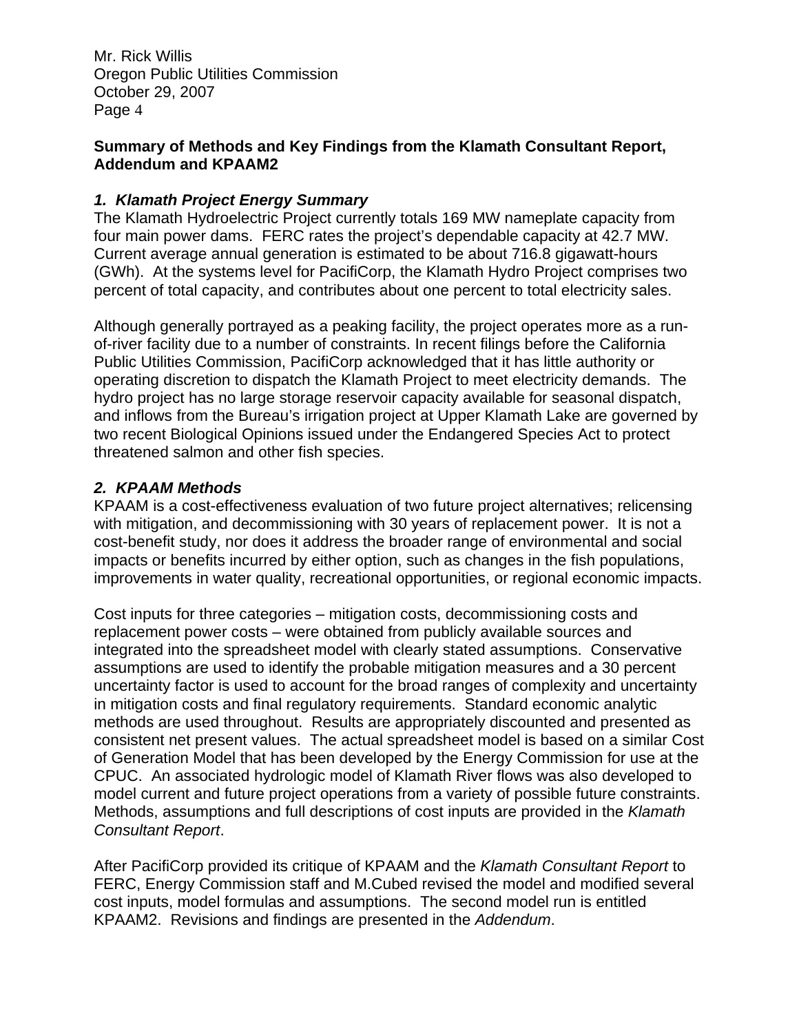**Summary of Methods and Key Findings from the Klamath Consultant Report, Addendum and KPAAM2**

### *1. Klamath Project Energy Summary*

The Klamath Hydroelectric Project currently totals 169 MW nameplate capacity from four main power dams. FERC rates the project's dependable capacity at 42.7 MW. Current average annual generation is estimated to be about 716.8 gigawatt-hours (GWh). At the systems level for PacifiCorp, the Klamath Hydro Project comprises two percent of total capacity, and contributes about one percent to total electricity sales.

Although generally portrayed as a peaking facility, the project operates more as a run-of-river facility due to a number of constraints. In recent filings before the California Public Utilities Commission, PacifiCorp acknowledged that it has little authority or operating discretion to dispatch the Klamath Project to meet electricity demands. The hydro project has no large storage reservoir capacity available for seasonal dispatch, and inflows from the Bureau's irrigation project at Upper Klamath Lake are governed by two recent Biological Opinions issued under the Endangered Species Act to protect threatened salmon and other fish species.

### *2. KPAAM Methods*

KPAAM is a cost-effectiveness evaluation of two future project alternatives; relicensing with mitigation, and decommissioning with 30 years of replacement power. It is not a cost-benefit study, nor does it address the broader range of environmental and social impacts or benefits incurred by either option, such as changes in the fish populations, improvements in water quality, recreational opportunities, or regional economic impacts.

Cost inputs for three categories – mitigation costs, decommissioning costs and replacement power costs – were obtained from publicly available sources and integrated into the spreadsheet model with clearly stated assumptions. Conservative assumptions are used to identify the probable mitigation measures and a 30 percent uncertainty factor is used to account for the broad ranges of complexity and uncertainty in mitigation costs and final regulatory requirements. Standard economic analytic methods are used throughout. Results are appropriately discounted and presented as consistent net present values. The actual spreadsheet model is based on a similar Cost of Generation Model that has been developed by the Energy Commission for use at the CPUC. An associated hydrologic model of Klamath River flows was also developed to model current and future project operations from a variety of possible future constraints. Methods, assumptions and full descriptions of cost inputs are provided in the *Klamath Consultant Report*.

After PacifiCorp provided its critique of KPAAM and the *Klamath Consultant Report* to FERC, Energy Commission staff and M.Cubed revised the model and modified several cost inputs, model formulas and assumptions. The second model run is entitled KPAAM2. Revisions and findings are presented in the *Addendum*.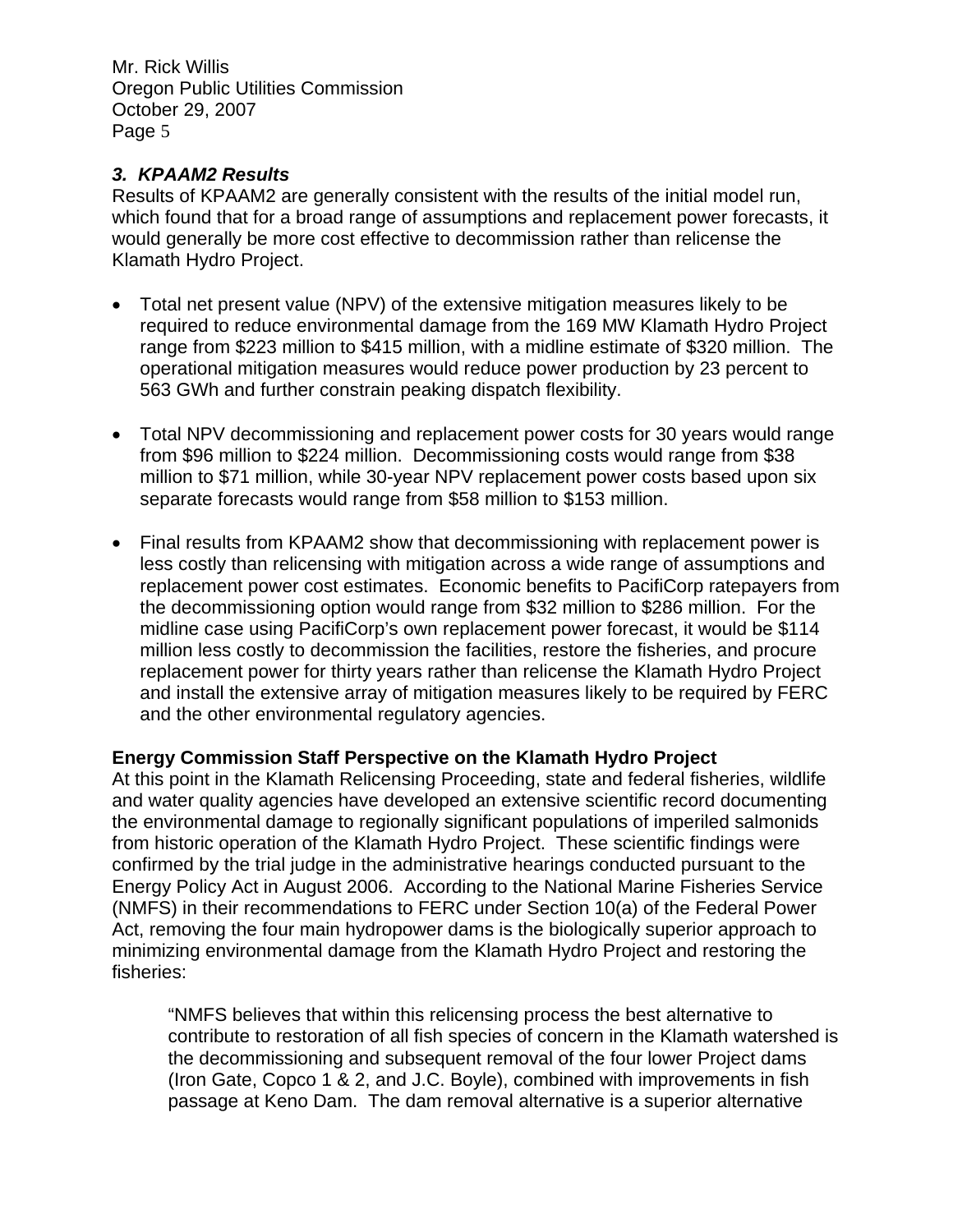### *3. KPAAM2 Results*

Results of KPAAM2 are generally consistent with the results of the initial model run, which found that for a broad range of assumptions and replacement power forecasts, it would generally be more cost effective to decommission rather than relicense the Klamath Hydro Project.

- Total net present value (NPV) of the extensive mitigation measures likely to be required to reduce environmental damage from the 169 MW Klamath Hydro Project range from $223 million to $415 million, with a midline estimate of $320 million. The operational mitigation measures would reduce power production by 23 percent to 563 GWh and further constrain peaking dispatch flexibility.

- Total NPV decommissioning and replacement power costs for 30 years would range from $96 million to $224 million. Decommissioning costs would range from $38 million to $71 million, while 30-year NPV replacement power costs based upon six separate forecasts would range from $58 million to $153 million.

- Final results from KPAAM2 show that decommissioning with replacement power is less costly than relicensing with mitigation across a wide range of assumptions and replacement power cost estimates. Economic benefits to PacifiCorp ratepayers from the decommissioning option would range from $32 million to $286 million. For the midline case using PacifiCorp's own replacement power forecast, it would be $114 million less costly to decommission the facilities, restore the fisheries, and procure replacement power for thirty years rather than relicense the Klamath Hydro Project and install the extensive array of mitigation measures likely to be required by FERC and the other environmental regulatory agencies.

**Energy Commission Staff Perspective on the Klamath Hydro Project**

At this point in the Klamath Relicensing Proceeding, state and federal fisheries, wildlife and water quality agencies have developed an extensive scientific record documenting the environmental damage to regionally significant populations of imperiled salmonids from historic operation of the Klamath Hydro Project. These scientific findings were confirmed by the trial judge in the administrative hearings conducted pursuant to the Energy Policy Act in August 2006. According to the National Marine Fisheries Service (NMFS) in their recommendations to FERC under Section 10(a) of the Federal Power Act, removing the four main hydropower dams is the biologically superior approach to minimizing environmental damage from the Klamath Hydro Project and restoring the fisheries:

> "NMFS believes that within this relicensing process the best alternative to contribute to restoration of all fish species of concern in the Klamath watershed is the decommissioning and subsequent removal of the four lower Project dams (Iron Gate, Copco 1 & 2, and J.C. Boyle), combined with improvements in fish passage at Keno Dam. The dam removal alternative is a superior alternative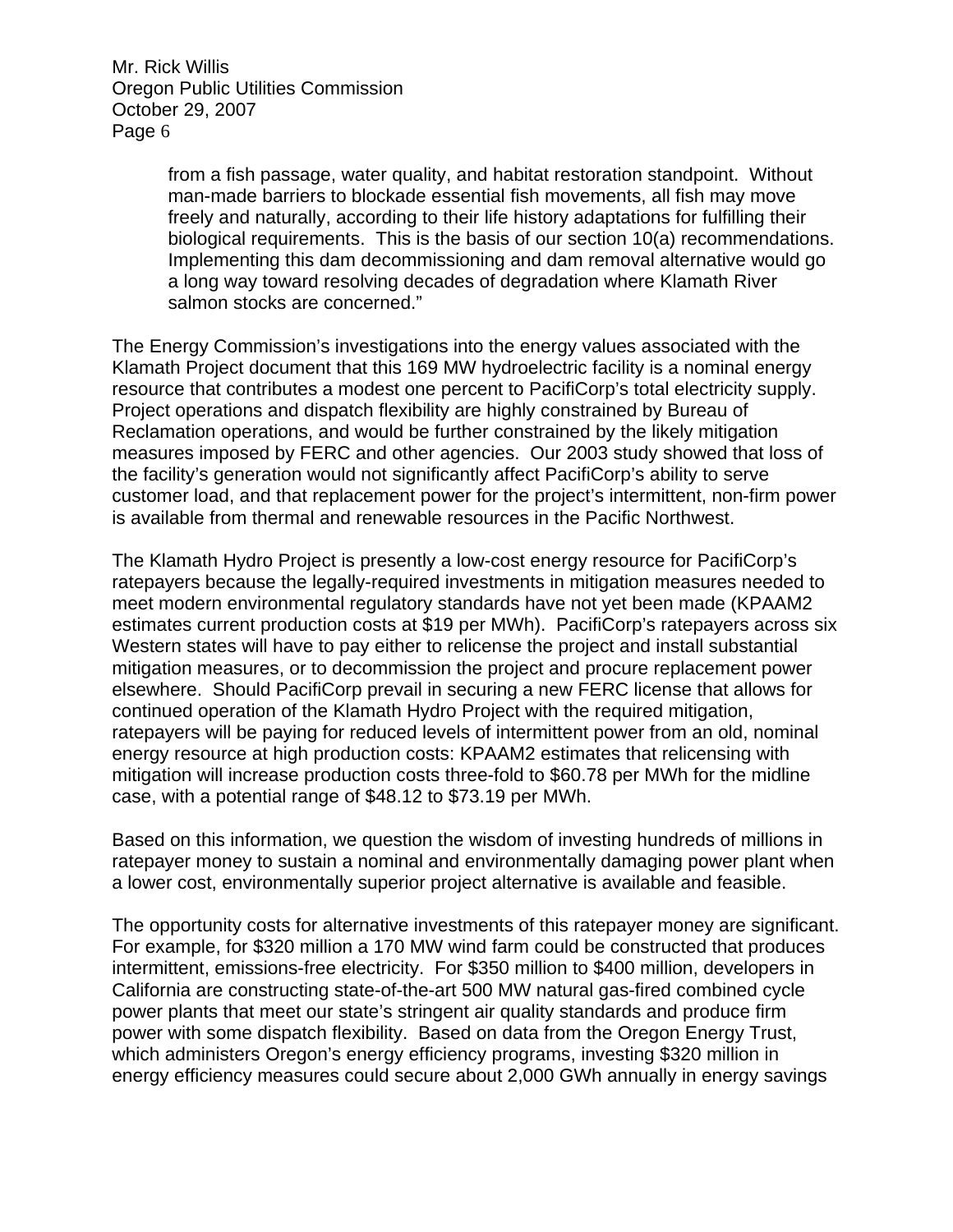> from a fish passage, water quality, and habitat restoration standpoint. Without man-made barriers to blockade essential fish movements, all fish may move freely and naturally, according to their life history adaptations for fulfilling their biological requirements. This is the basis of our section 10(a) recommendations. Implementing this dam decommissioning and dam removal alternative would go a long way toward resolving decades of degradation where Klamath River salmon stocks are concerned."

The Energy Commission's investigations into the energy values associated with the Klamath Project document that this 169 MW hydroelectric facility is a nominal energy resource that contributes a modest one percent to PacifiCorp's total electricity supply. Project operations and dispatch flexibility are highly constrained by Bureau of Reclamation operations, and would be further constrained by the likely mitigation measures imposed by FERC and other agencies. Our 2003 study showed that loss of the facility's generation would not significantly affect PacifiCorp's ability to serve customer load, and that replacement power for the project's intermittent, non-firm power is available from thermal and renewable resources in the Pacific Northwest.

The Klamath Hydro Project is presently a low-cost energy resource for PacifiCorp's ratepayers because the legally-required investments in mitigation measures needed to meet modern environmental regulatory standards have not yet been made (KPAAM2 estimates current production costs at $19 per MWh). PacifiCorp's ratepayers across six Western states will have to pay either to relicense the project and install substantial mitigation measures, or to decommission the project and procure replacement power elsewhere. Should PacifiCorp prevail in securing a new FERC license that allows for continued operation of the Klamath Hydro Project with the required mitigation, ratepayers will be paying for reduced levels of intermittent power from an old, nominal energy resource at high production costs: KPAAM2 estimates that relicensing with mitigation will increase production costs three-fold to $60.78 per MWh for the midline case, with a potential range of $48.12 to $73.19 per MWh.

Based on this information, we question the wisdom of investing hundreds of millions in ratepayer money to sustain a nominal and environmentally damaging power plant when a lower cost, environmentally superior project alternative is available and feasible.

The opportunity costs for alternative investments of this ratepayer money are significant. For example, for $320 million a 170 MW wind farm could be constructed that produces intermittent, emissions-free electricity. For $350 million to $400 million, developers in California are constructing state-of-the-art 500 MW natural gas-fired combined cycle power plants that meet our state's stringent air quality standards and produce firm power with some dispatch flexibility. Based on data from the Oregon Energy Trust, which administers Oregon's energy efficiency programs, investing $320 million in energy efficiency measures could secure about 2,000 GWh annually in energy savings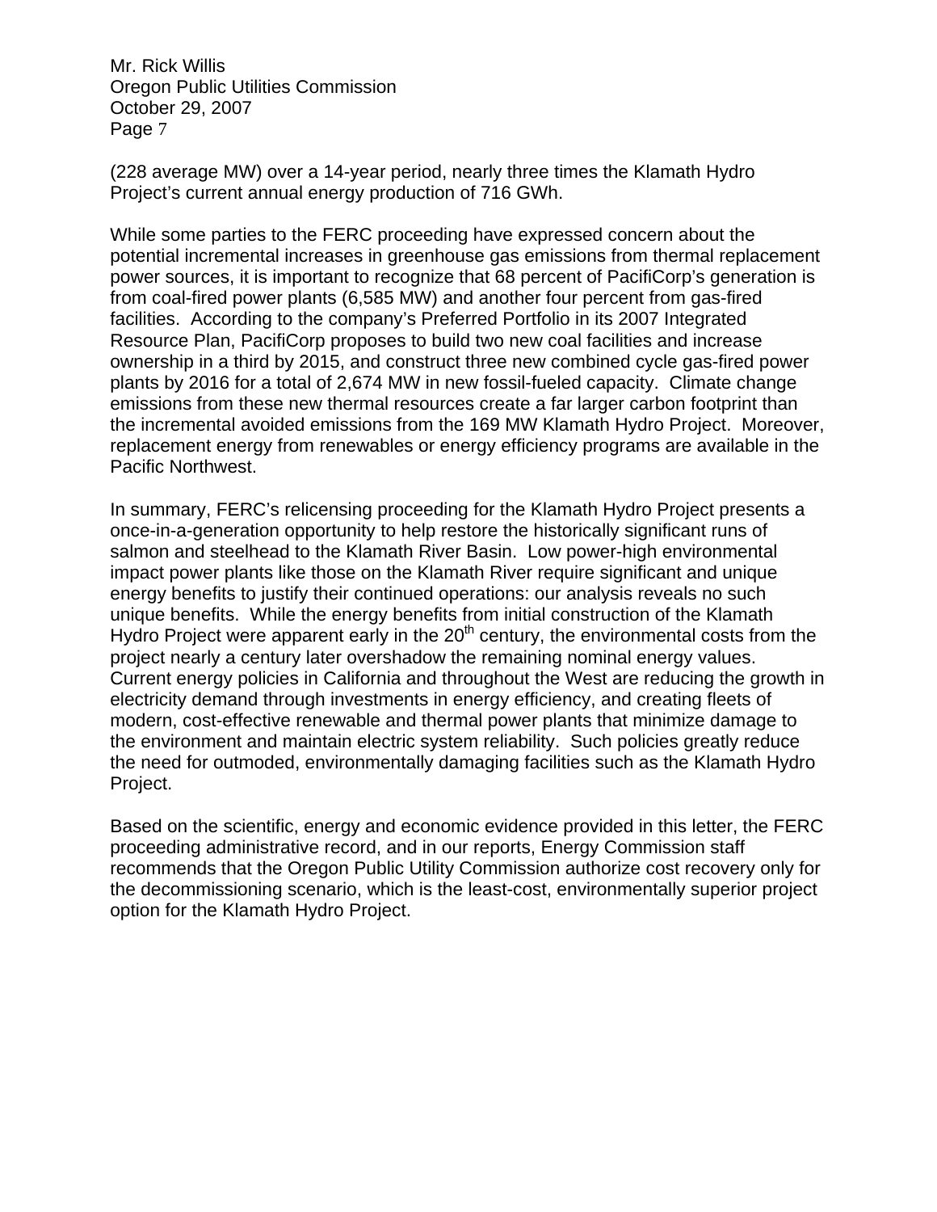(228 average MW) over a 14-year period, nearly three times the Klamath Hydro Project's current annual energy production of 716 GWh.

While some parties to the FERC proceeding have expressed concern about the potential incremental increases in greenhouse gas emissions from thermal replacement power sources, it is important to recognize that 68 percent of PacifiCorp's generation is from coal-fired power plants (6,585 MW) and another four percent from gas-fired facilities. According to the company's Preferred Portfolio in its 2007 Integrated Resource Plan, PacifiCorp proposes to build two new coal facilities and increase ownership in a third by 2015, and construct three new combined cycle gas-fired power plants by 2016 for a total of 2,674 MW in new fossil-fueled capacity. Climate change emissions from these new thermal resources create a far larger carbon footprint than the incremental avoided emissions from the 169 MW Klamath Hydro Project. Moreover, replacement energy from renewables or energy efficiency programs are available in the Pacific Northwest.

In summary, FERC's relicensing proceeding for the Klamath Hydro Project presents a once-in-a-generation opportunity to help restore the historically significant runs of salmon and steelhead to the Klamath River Basin. Low power-high environmental impact power plants like those on the Klamath River require significant and unique energy benefits to justify their continued operations: our analysis reveals no such unique benefits. While the energy benefits from initial construction of the Klamath Hydro Project were apparent early in the 20th century, the environmental costs from the project nearly a century later overshadow the remaining nominal energy values. Current energy policies in California and throughout the West are reducing the growth in electricity demand through investments in energy efficiency, and creating fleets of modern, cost-effective renewable and thermal power plants that minimize damage to the environment and maintain electric system reliability. Such policies greatly reduce the need for outmoded, environmentally damaging facilities such as the Klamath Hydro Project.

Based on the scientific, energy and economic evidence provided in this letter, the FERC proceeding administrative record, and in our reports, Energy Commission staff recommends that the Oregon Public Utility Commission authorize cost recovery only for the decommissioning scenario, which is the least-cost, environmentally superior project option for the Klamath Hydro Project.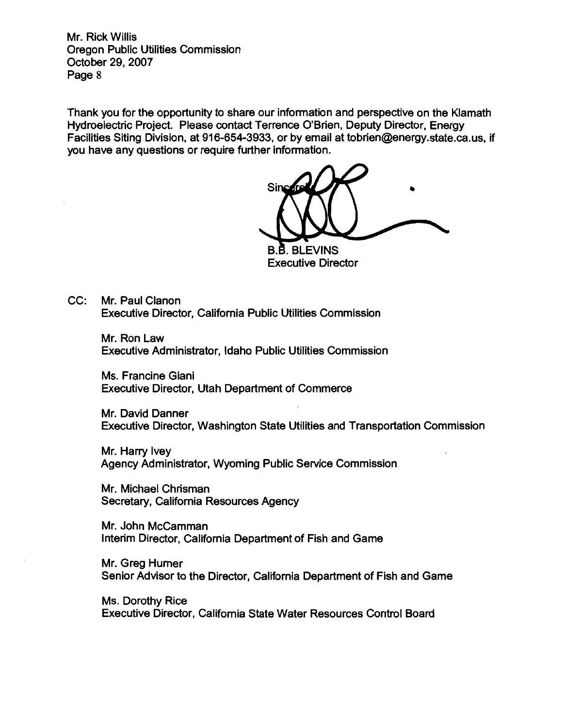Thank you for the opportunity to share our information and perspective on the Klamath Hydroelectric Project. Please contact Terrence O'Brien, Deputy Director, Energy Facilities Siting Division, at 916-654-3933, or by email at tobrien@energy.state.ca.us, if you have any questions or require further information.

Sincerely,

B.B. BLEVINS
Executive Director

CC: Mr. Paul Clanon
Executive Director, California Public Utilities Commission

Mr. Ron Law
Executive Administrator, Idaho Public Utilities Commission

Ms. Francine Giani
Executive Director, Utah Department of Commerce

Mr. David Danner
Executive Director, Washington State Utilities and Transportation Commission

Mr. Harry Ivey
Agency Administrator, Wyoming Public Service Commission

Mr. Michael Chrisman
Secretary, California Resources Agency

Mr. John McCamman
Interim Director, California Department of Fish and Game

Mr. Greg Hurner
Senior Advisor to the Director, California Department of Fish and Game

Ms. Dorothy Rice
Executive Director, California State Water Resources Control Board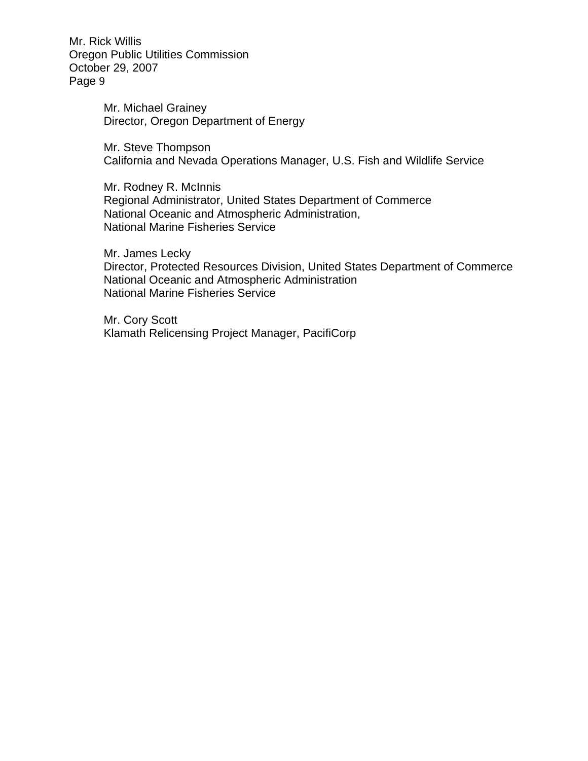Mr. Michael Grainey
Director, Oregon Department of Energy

Mr. Steve Thompson
California and Nevada Operations Manager, U.S. Fish and Wildlife Service

Mr. Rodney R. McInnis
Regional Administrator, United States Department of Commerce
National Oceanic and Atmospheric Administration,
National Marine Fisheries Service

Mr. James Lecky
Director, Protected Resources Division, United States Department of Commerce
National Oceanic and Atmospheric Administration
National Marine Fisheries Service

Mr. Cory Scott
Klamath Relicensing Project Manager, PacifiCorp